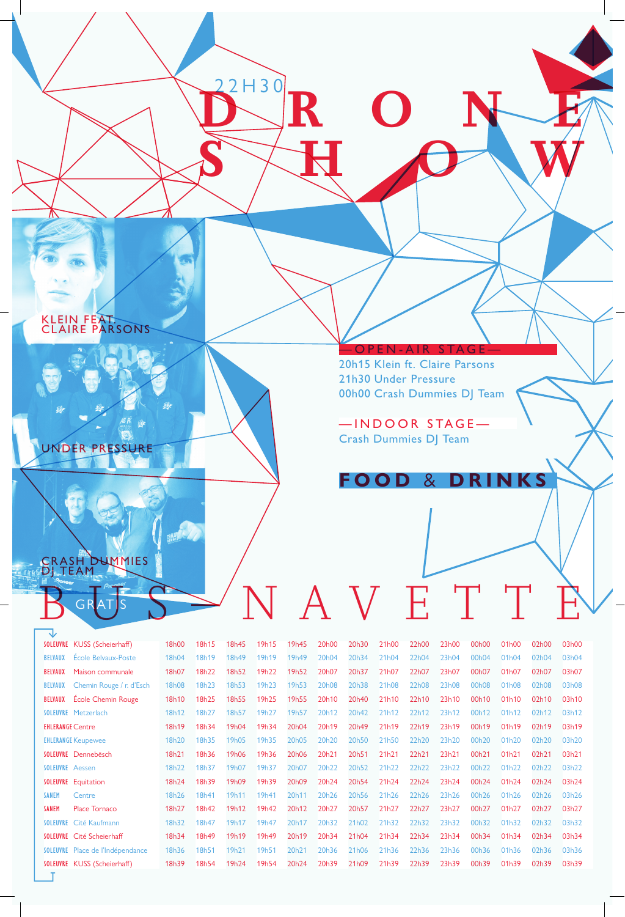22H30

# DRONE SHOW

KLEIN FEAT. CLAIRE PARSONS

UNDER PRESSURE

CRASH DUMMIES DJ TEAM

## —OPEN-AIR STAGE—

20h15 Klein ft. Claire Parsons
21h30 Under Pressure
00h00 Crash Dummies DJ Team

## —INDOOR STAGE—

Crash Dummies DJ Team

## FOOD & DRINKS

# BUS – NAVETTE

GRATIS

| | | | | | | | | | | | | | | | | |
|---|---|---|---|---|---|---|---|---|---|---|---|---|---|---|---|---|
| SOLEUVRE | KUSS (Scheierhaff) | 18h00 | 18h15 | 18h45 | 19h15 | 19h45 | 20h00 | 20h30 | 21h00 | 22h00 | 23h00 | 00h00 | 01h00 | 02h00 | 03h00 |
| BELVAUX | École Belvaux-Poste | 18h04 | 18h19 | 18h49 | 19h19 | 19h49 | 20h04 | 20h34 | 21h04 | 22h04 | 23h04 | 00h04 | 01h04 | 02h04 | 03h04 |
| BELVAUX | Maison communale | 18h07 | 18h22 | 18h52 | 19h22 | 19h52 | 20h07 | 20h37 | 21h07 | 22h07 | 23h07 | 00h07 | 01h07 | 02h07 | 03h07 |
| BELVAUX | Chemin Rouge / r. d'Esch | 18h08 | 18h23 | 18h53 | 19h23 | 19h53 | 20h08 | 20h38 | 21h08 | 22h08 | 23h08 | 00h08 | 01h08 | 02h08 | 03h08 |
| BELVAUX | École Chemin Rouge | 18h10 | 18h25 | 18h55 | 19h25 | 19h55 | 20h10 | 20h40 | 21h10 | 22h10 | 23h10 | 00h10 | 01h10 | 02h10 | 03h10 |
| SOLEUVRE | Metzerlach | 18h12 | 18h27 | 18h57 | 19h27 | 19h57 | 20h12 | 20h42 | 21h12 | 22h12 | 23h12 | 00h12 | 01h12 | 02h12 | 03h12 |
| EHLERANGE | Centre | 18h19 | 18h34 | 19h04 | 19h34 | 20h04 | 20h19 | 20h49 | 21h19 | 22h19 | 23h19 | 00h19 | 01h19 | 02h19 | 03h19 |
| EHLERANGE | Keupewee | 18h20 | 18h35 | 19h05 | 19h35 | 20h05 | 20h20 | 20h50 | 21h50 | 22h20 | 23h20 | 00h20 | 01h20 | 02h20 | 03h20 |
| SOLEUVRE | Dennebësch | 18h21 | 18h36 | 19h06 | 19h36 | 20h06 | 20h21 | 20h51 | 21h21 | 22h21 | 23h21 | 00h21 | 01h21 | 02h21 | 03h21 |
| SOLEUVRE | Aessen | 18h22 | 18h37 | 19h07 | 19h37 | 20h07 | 20h22 | 20h52 | 21h22 | 22h22 | 23h22 | 00h22 | 01h22 | 02h22 | 03h22 |
| SOLEUVRE | Equitation | 18h24 | 18h39 | 19h09 | 19h39 | 20h09 | 20h24 | 20h54 | 21h24 | 22h24 | 23h24 | 00h24 | 01h24 | 02h24 | 03h24 |
| SANEM | Centre | 18h26 | 18h41 | 19h11 | 19h41 | 20h11 | 20h26 | 20h56 | 21h26 | 22h26 | 23h26 | 00h26 | 01h26 | 02h26 | 03h26 |
| SANEM | Place Tornaco | 18h27 | 18h42 | 19h12 | 19h42 | 20h12 | 20h27 | 20h57 | 21h27 | 22h27 | 23h27 | 00h27 | 01h27 | 02h27 | 03h27 |
| SOLEUVRE | Cité Kaufmann | 18h32 | 18h47 | 19h17 | 19h47 | 20h17 | 20h32 | 21h02 | 21h32 | 22h32 | 23h32 | 00h32 | 01h32 | 02h32 | 03h32 |
| SOLEUVRE | Cité Scheierhaff | 18h34 | 18h49 | 19h19 | 19h49 | 20h19 | 20h34 | 21h04 | 21h34 | 22h34 | 23h34 | 00h34 | 01h34 | 02h34 | 03h34 |
| SOLEUVRE | Place de l'Indépendance | 18h36 | 18h51 | 19h21 | 19h51 | 20h21 | 20h36 | 21h06 | 21h36 | 22h36 | 23h36 | 00h36 | 01h36 | 02h36 | 03h36 |
| SOLEUVRE | KUSS (Scheierhaff) | 18h39 | 18h54 | 19h24 | 19h54 | 20h24 | 20h39 | 21h09 | 21h39 | 22h39 | 23h39 | 00h39 | 01h39 | 02h39 | 03h39 |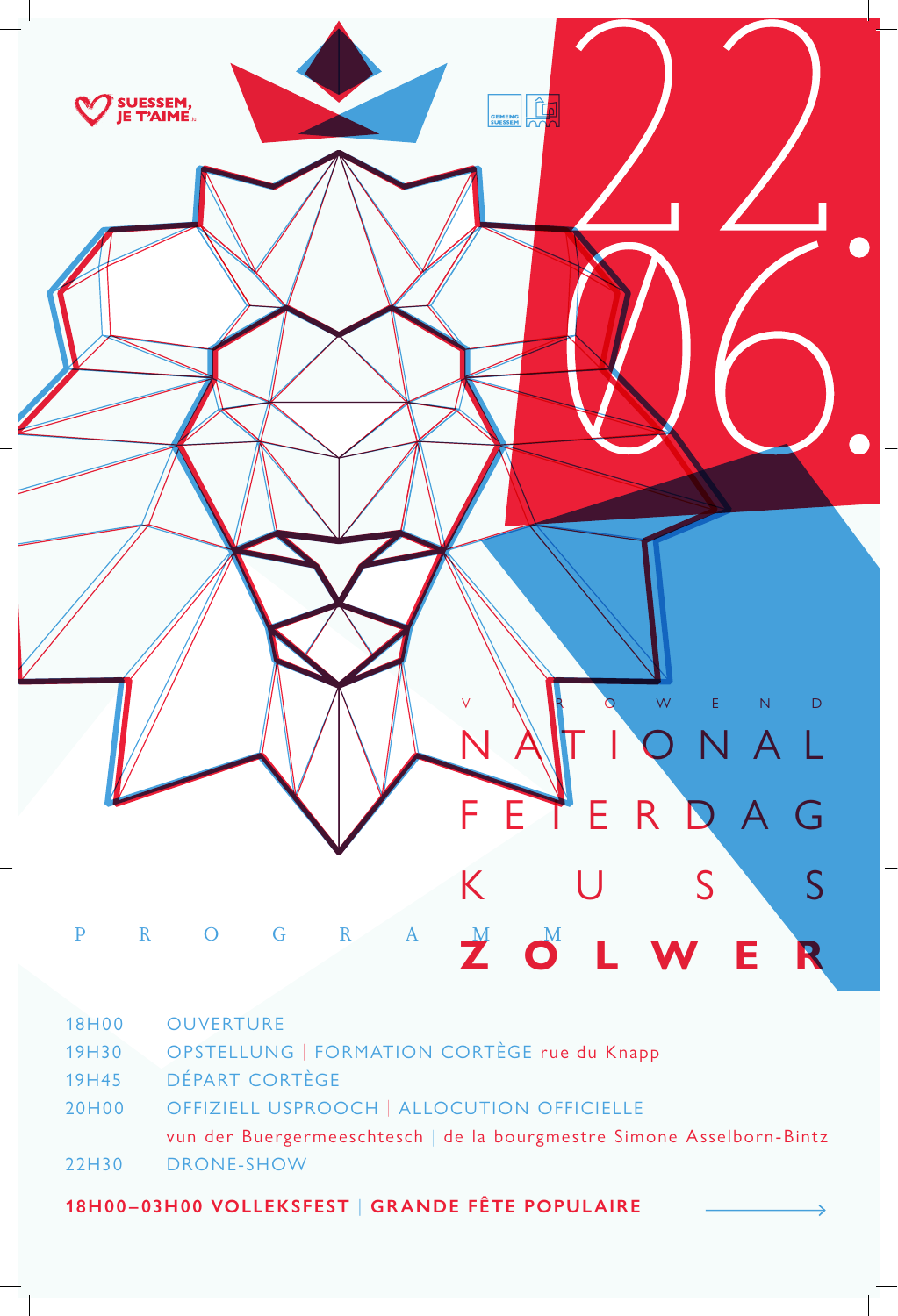SUESSEM, JE T'AIME

GEMENG SUESSEM

22.06.

VIROWEND

# NATIONALFEIERDAG KUSS ZOLWER

PROGRAMM

| | |
|---|---|
| 18H00 | OUVERTURE |
| 19H30 | OPSTELLUNG \| FORMATION CORTÈGE rue du Knapp |
| 19H45 | DÉPART CORTÈGE |
| 20H00 | OFFIZIELL USPROOCH \| ALLOCUTION OFFICIELLE vun der Buergermeeschtesch \| de la bourgmestre Simone Asselborn-Bintz |
| 22H30 | DRONE-SHOW |

**18H00–03H00 VOLLEKSFEST | GRANDE FÊTE POPULAIRE**